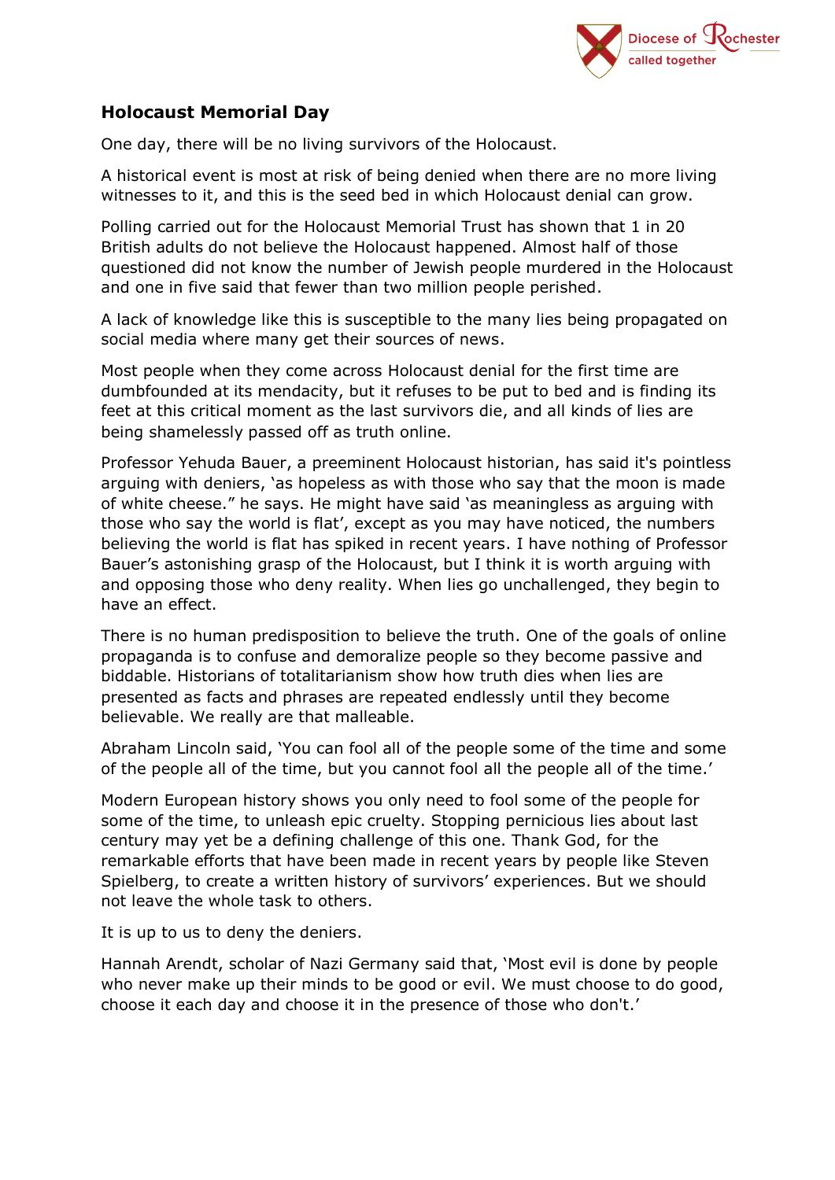## Holocaust Memorial Day

One day, there will be no living survivors of the Holocaust.

A historical event is most at risk of being denied when there are no more living witnesses to it, and this is the seed bed in which Holocaust denial can grow.

Polling carried out for the Holocaust Memorial Trust has shown that 1 in 20 British adults do not believe the Holocaust happened. Almost half of those questioned did not know the number of Jewish people murdered in the Holocaust and one in five said that fewer than two million people perished.

A lack of knowledge like this is susceptible to the many lies being propagated on social media where many get their sources of news.

Most people when they come across Holocaust denial for the first time are dumbfounded at its mendacity, but it refuses to be put to bed and is finding its feet at this critical moment as the last survivors die, and all kinds of lies are being shamelessly passed off as truth online.

Professor Yehuda Bauer, a preeminent Holocaust historian, has said it's pointless arguing with deniers, 'as hopeless as with those who say that the moon is made of white cheese." he says. He might have said 'as meaningless as arguing with those who say the world is flat', except as you may have noticed, the numbers believing the world is flat has spiked in recent years. I have nothing of Professor Bauer's astonishing grasp of the Holocaust, but I think it is worth arguing with and opposing those who deny reality. When lies go unchallenged, they begin to have an effect.

There is no human predisposition to believe the truth. One of the goals of online propaganda is to confuse and demoralize people so they become passive and biddable. Historians of totalitarianism show how truth dies when lies are presented as facts and phrases are repeated endlessly until they become believable. We really are that malleable.

Abraham Lincoln said, 'You can fool all of the people some of the time and some of the people all of the time, but you cannot fool all the people all of the time.'

Modern European history shows you only need to fool some of the people for some of the time, to unleash epic cruelty. Stopping pernicious lies about last century may yet be a defining challenge of this one. Thank God, for the remarkable efforts that have been made in recent years by people like Steven Spielberg, to create a written history of survivors' experiences. But we should not leave the whole task to others.

It is up to us to deny the deniers.

Hannah Arendt, scholar of Nazi Germany said that, 'Most evil is done by people who never make up their minds to be good or evil. We must choose to do good, choose it each day and choose it in the presence of those who don't.'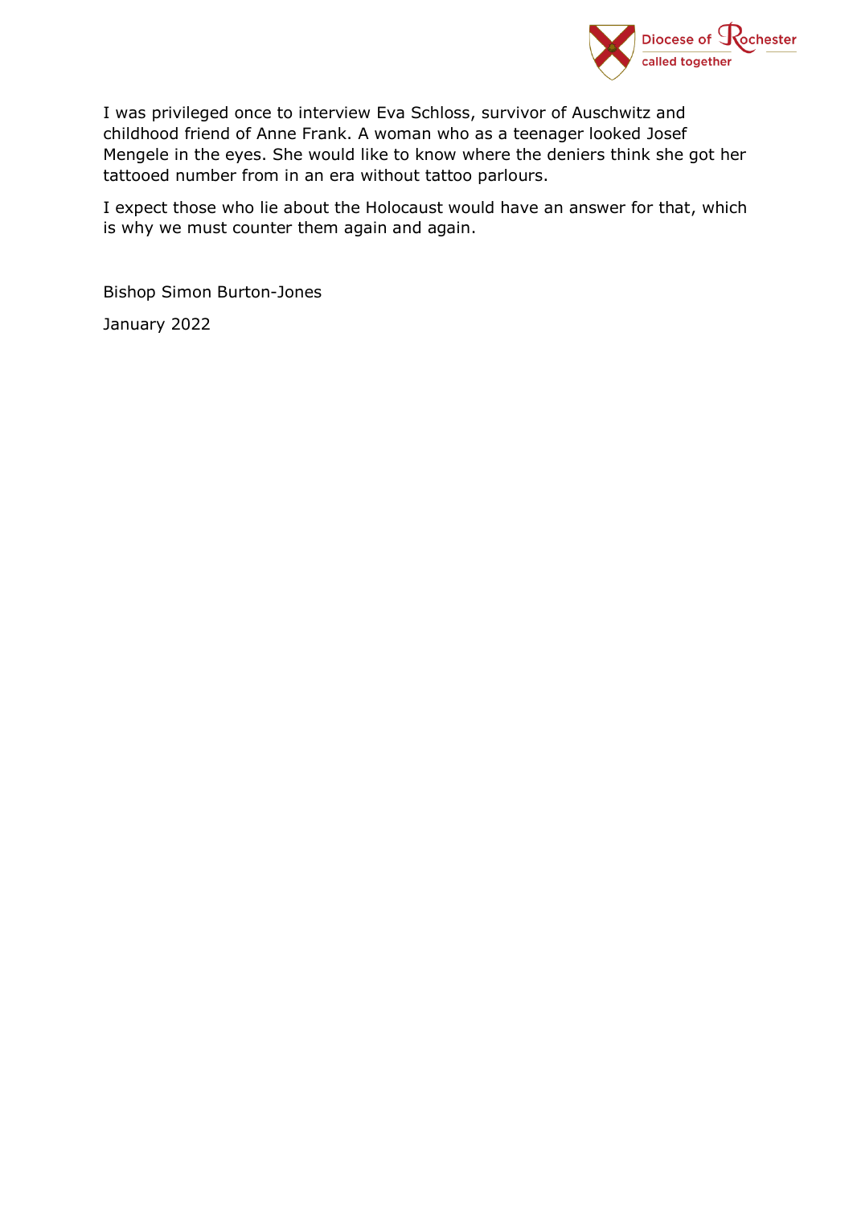I was privileged once to interview Eva Schloss, survivor of Auschwitz and childhood friend of Anne Frank. A woman who as a teenager looked Josef Mengele in the eyes. She would like to know where the deniers think she got her tattooed number from in an era without tattoo parlours.

I expect those who lie about the Holocaust would have an answer for that, which is why we must counter them again and again.

Bishop Simon Burton-Jones

January 2022